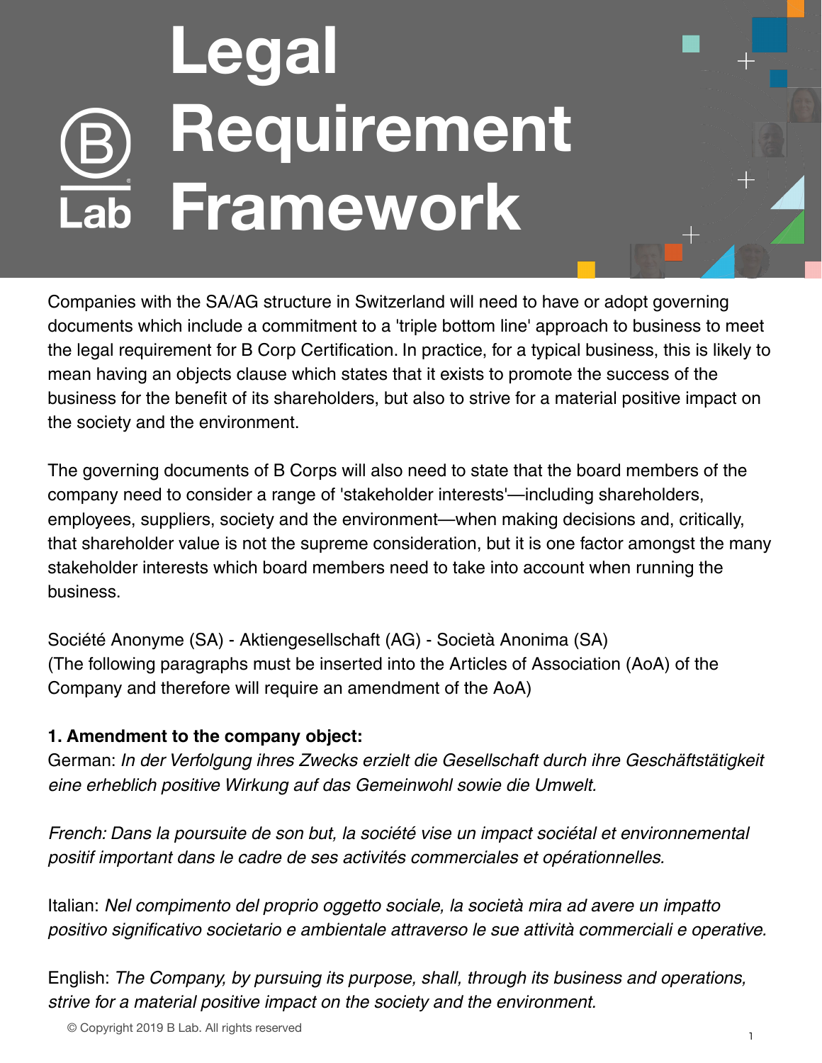# Legal Requirement Framework

Companies with the SA/AG structure in Switzerland will need to have or adopt governing documents which include a commitment to a 'triple bottom line' approach to business to meet the legal requirement for B Corp Certification. In practice, for a typical business, this is likely to mean having an objects clause which states that it exists to promote the success of the business for the benefit of its shareholders, but also to strive for a material positive impact on the society and the environment.

The governing documents of B Corps will also need to state that the board members of the company need to consider a range of 'stakeholder interests'—including shareholders, employees, suppliers, society and the environment—when making decisions and, critically, that shareholder value is not the supreme consideration, but it is one factor amongst the many stakeholder interests which board members need to take into account when running the business.

Société Anonyme (SA) - Aktiengesellschaft (AG) - Società Anonima (SA)
(The following paragraphs must be inserted into the Articles of Association (AoA) of the Company and therefore will require an amendment of the AoA)

**1. Amendment to the company object:**

German: *In der Verfolgung ihres Zwecks erzielt die Gesellschaft durch ihre Geschäftstätigkeit eine erheblich positive Wirkung auf das Gemeinwohl sowie die Umwelt.*

*French: Dans la poursuite de son but, la société vise un impact sociétal et environnemental positif important dans le cadre de ses activités commerciales et opérationnelles.*

Italian: *Nel compimento del proprio oggetto sociale, la società mira ad avere un impatto positivo significativo societario e ambientale attraverso le sue attività commerciali e operative.*

English: *The Company, by pursuing its purpose, shall, through its business and operations, strive for a material positive impact on the society and the environment.*

© Copyright 2019 B Lab. All rights reserved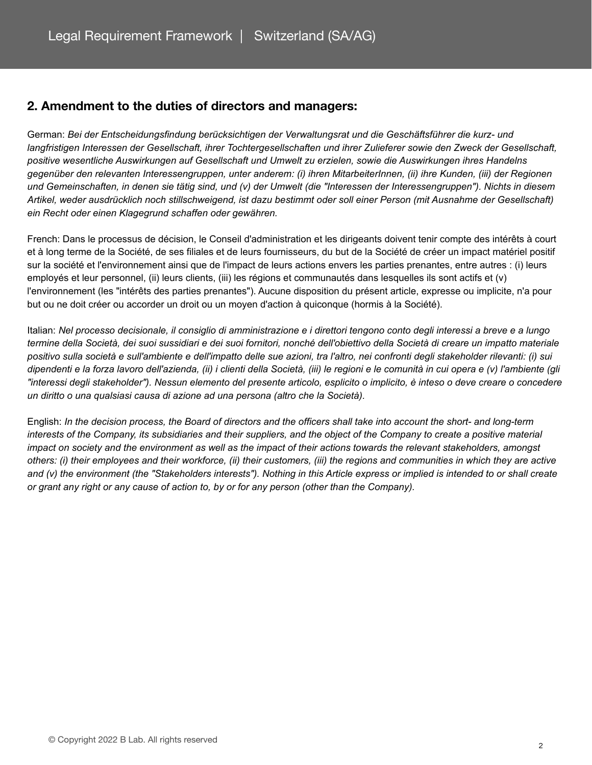## 2. Amendment to the duties of directors and managers:

German: *Bei der Entscheidungsfindung berücksichtigen der Verwaltungsrat und die Geschäftsführer die kurz- und langfristigen Interessen der Gesellschaft, ihrer Tochtergesellschaften und ihrer Zulieferer sowie den Zweck der Gesellschaft, positive wesentliche Auswirkungen auf Gesellschaft und Umwelt zu erzielen, sowie die Auswirkungen ihres Handelns gegenüber den relevanten Interessengruppen, unter anderem: (i) ihren MitarbeiterInnen, (ii) ihre Kunden, (iii) der Regionen und Gemeinschaften, in denen sie tätig sind, und (v) der Umwelt (die "Interessen der Interessengruppen"). Nichts in diesem Artikel, weder ausdrücklich noch stillschweigend, ist dazu bestimmt oder soll einer Person (mit Ausnahme der Gesellschaft) ein Recht oder einen Klagegrund schaffen oder gewähren.*

French: Dans le processus de décision, le Conseil d'administration et les dirigeants doivent tenir compte des intérêts à court et à long terme de la Société, de ses filiales et de leurs fournisseurs, du but de la Société de créer un impact matériel positif sur la société et l'environnement ainsi que de l'impact de leurs actions envers les parties prenantes, entre autres : (i) leurs employés et leur personnel, (ii) leurs clients, (iii) les régions et communautés dans lesquelles ils sont actifs et (v) l'environnement (les "intérêts des parties prenantes"). Aucune disposition du présent article, expresse ou implicite, n'a pour but ou ne doit créer ou accorder un droit ou un moyen d'action à quiconque (hormis à la Société).

Italian: *Nel processo decisionale, il consiglio di amministrazione e i direttori tengono conto degli interessi a breve e a lungo termine della Società, dei suoi sussidiari e dei suoi fornitori, nonché dell'obiettivo della Società di creare un impatto materiale positivo sulla società e sull'ambiente e dell'impatto delle sue azioni, tra l'altro, nei confronti degli stakeholder rilevanti: (i) sui dipendenti e la forza lavoro dell'azienda, (ii) i clienti della Società, (iii) le regioni e le comunità in cui opera e (v) l'ambiente (gli "interessi degli stakeholder"). Nessun elemento del presente articolo, esplicito o implicito, è inteso o deve creare o concedere un diritto o una qualsiasi causa di azione ad una persona (altro che la Società).*

English: *In the decision process, the Board of directors and the officers shall take into account the short- and long-term interests of the Company, its subsidiaries and their suppliers, and the object of the Company to create a positive material impact on society and the environment as well as the impact of their actions towards the relevant stakeholders, amongst others: (i) their employees and their workforce, (ii) their customers, (iii) the regions and communities in which they are active and (v) the environment (the "Stakeholders interests"). Nothing in this Article express or implied is intended to or shall create or grant any right or any cause of action to, by or for any person (other than the Company).*